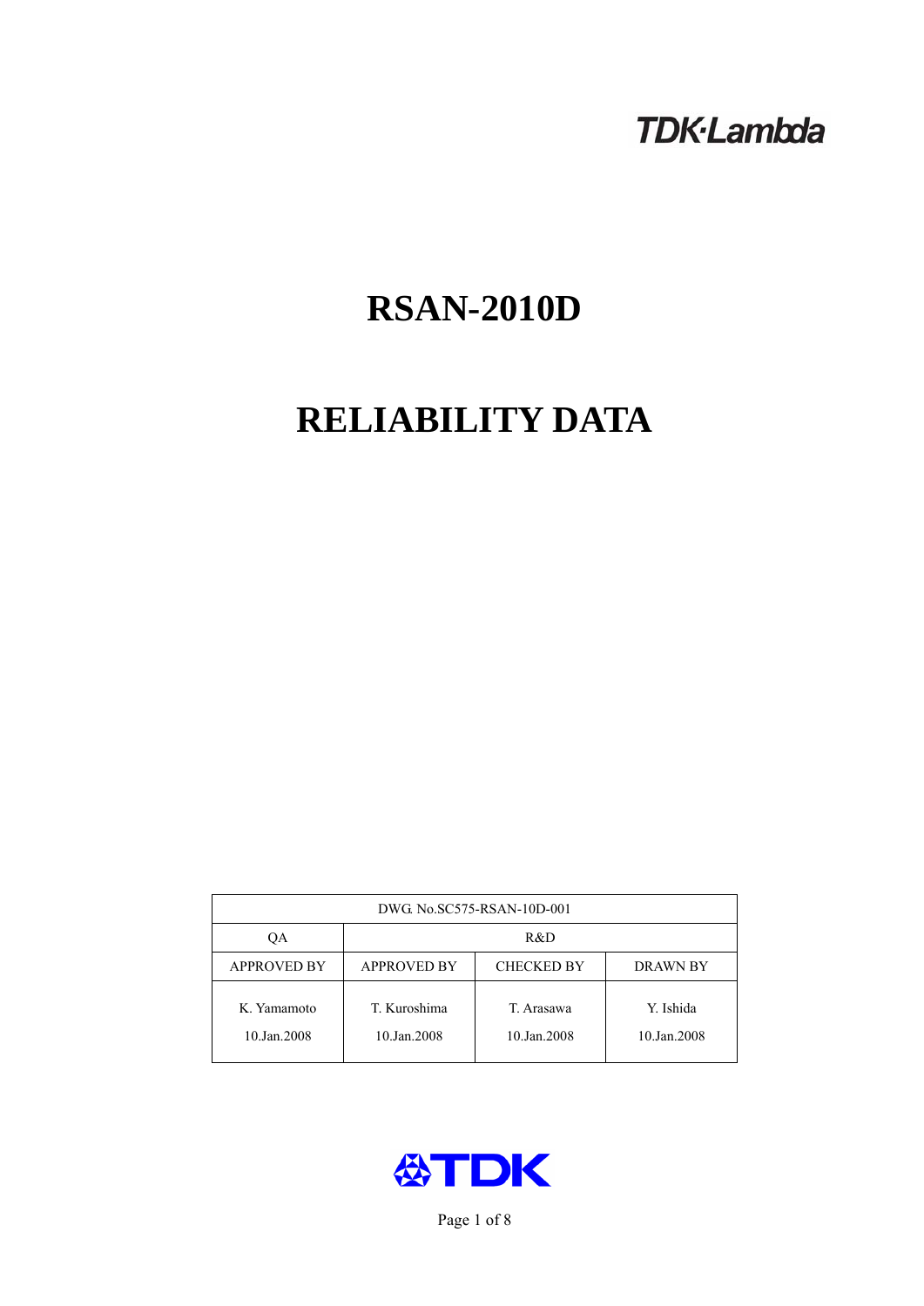TDK·Lambda

# RSAN-2010D

# RELIABILITY DATA

| DWG. No.SC575-RSAN-10D-001 | | | |
|---|---|---|---|
| QA | R&D | | |
| APPROVED BY | APPROVED BY | CHECKED BY | DRAWN BY |
| K. Yamamoto<br>10.Jan.2008 | T. Kuroshima<br>10.Jan.2008 | T. Arasawa<br>10.Jan.2008 | Y. Ishida<br>10.Jan.2008 |

TDK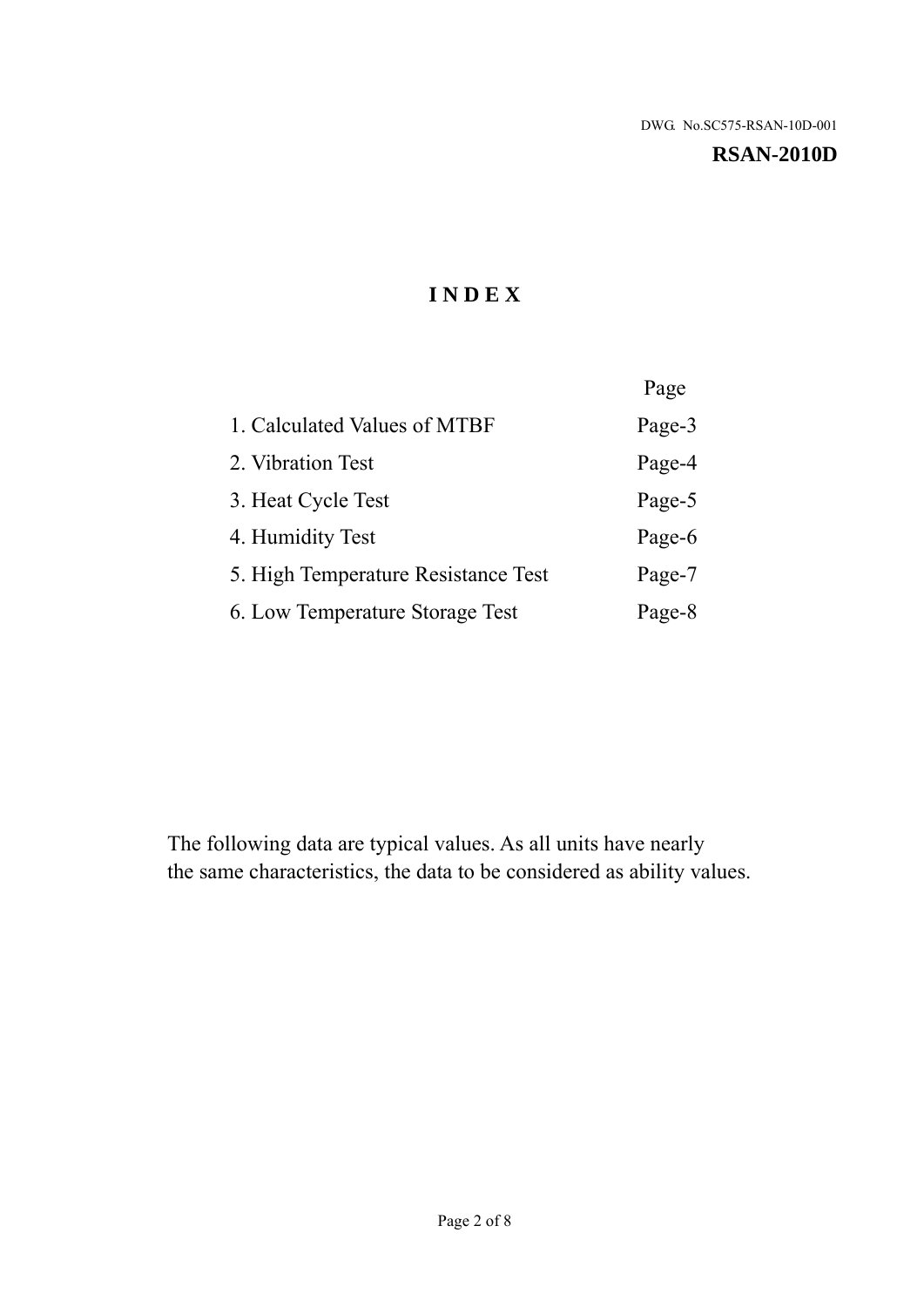DWG. No.SC575-RSAN-10D-001

**RSAN-2010D**

# I N D E X

| | Page |
|---|---|
| 1. Calculated Values of MTBF | Page-3 |
| 2. Vibration Test | Page-4 |
| 3. Heat Cycle Test | Page-5 |
| 4. Humidity Test | Page-6 |
| 5. High Temperature Resistance Test | Page-7 |
| 6. Low Temperature Storage Test | Page-8 |

The following data are typical values. As all units have nearly the same characteristics, the data to be considered as ability values.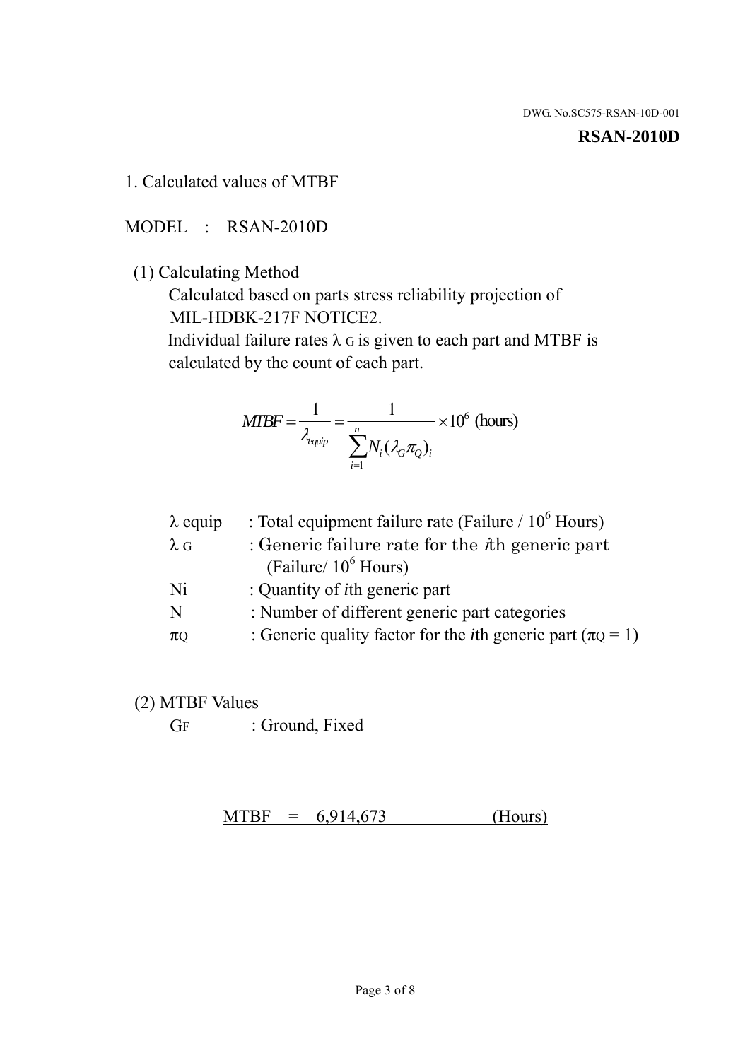DWG. No.SC575-RSAN-10D-001

**RSAN-2010D**

1. Calculated values of MTBF

MODEL : RSAN-2010D

(1) Calculating Method

Calculated based on parts stress reliability projection of MIL-HDBK-217F NOTICE2.

Individual failure rates $\lambda_G$ is given to each part and MTBF is calculated by the count of each part.

$$MTBF = \frac{1}{\lambda_{equip}} = \frac{1}{\sum_{i=1}^{n} N_i (\lambda_G \pi_Q)_i} \times 10^6 \text{ (hours)}$$

| | |
|---|---|
| $\lambda$ equip | : Total equipment failure rate (Failure / $10^6$ Hours) |
| $\lambda_G$ | : Generic failure rate for the $i$th generic part (Failure/ $10^6$ Hours) |
| Ni | : Quantity of $i$th generic part |
| N | : Number of different generic part categories |
| $\pi_Q$ | : Generic quality factor for the $i$th generic part ($\pi_Q$ = 1) |

(2) MTBF Values

$G_F$ : Ground, Fixed

MTBF = 6,914,673 (Hours)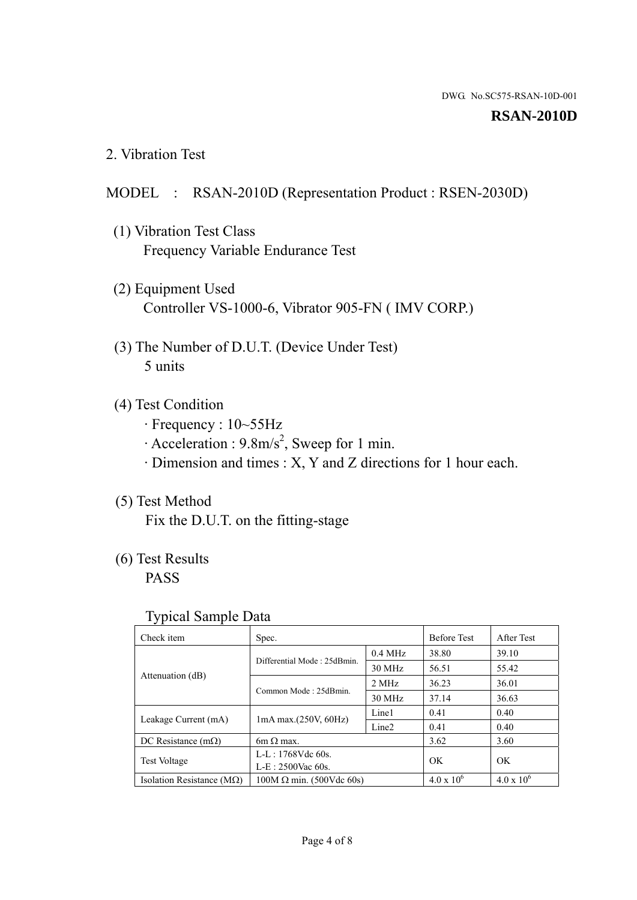DWG. No.SC575-RSAN-10D-001

**RSAN-2010D**

## 2. Vibration Test

MODEL : RSAN-2010D (Representation Product : RSEN-2030D)

(1) Vibration Test Class
Frequency Variable Endurance Test

(2) Equipment Used
Controller VS-1000-6, Vibrator 905-FN ( IMV CORP.)

(3) The Number of D.U.T. (Device Under Test)
5 units

(4) Test Condition
· Frequency : 10~55Hz
· Acceleration : 9.8m/s$^2$, Sweep for 1 min.
· Dimension and times : X, Y and Z directions for 1 hour each.

(5) Test Method
Fix the D.U.T. on the fitting-stage

(6) Test Results
PASS

Typical Sample Data

| Check item | Spec. | | Before Test | After Test |
|---|---|---|---|---|
| Attenuation (dB) | Differential Mode : 25dBmin. | 0.4 MHz | 38.80 | 39.10 |
| | | 30 MHz | 56.51 | 55.42 |
| | Common Mode : 25dBmin. | 2 MHz | 36.23 | 36.01 |
| | | 30 MHz | 37.14 | 36.63 |
| Leakage Current (mA) | 1mA max.(250V, 60Hz) | Line1 | 0.41 | 0.40 |
| | | Line2 | 0.41 | 0.40 |
| DC Resistance (mΩ) | 6m Ω max. | | 3.62 | 3.60 |
| Test Voltage | L-L : 1768Vdc 60s.<br>L-E : 2500Vac 60s. | | OK | OK |
| Isolation Resistance (MΩ) | 100M Ω min. (500Vdc 60s) | | 4.0 x 10$^6$ | 4.0 x 10$^6$ |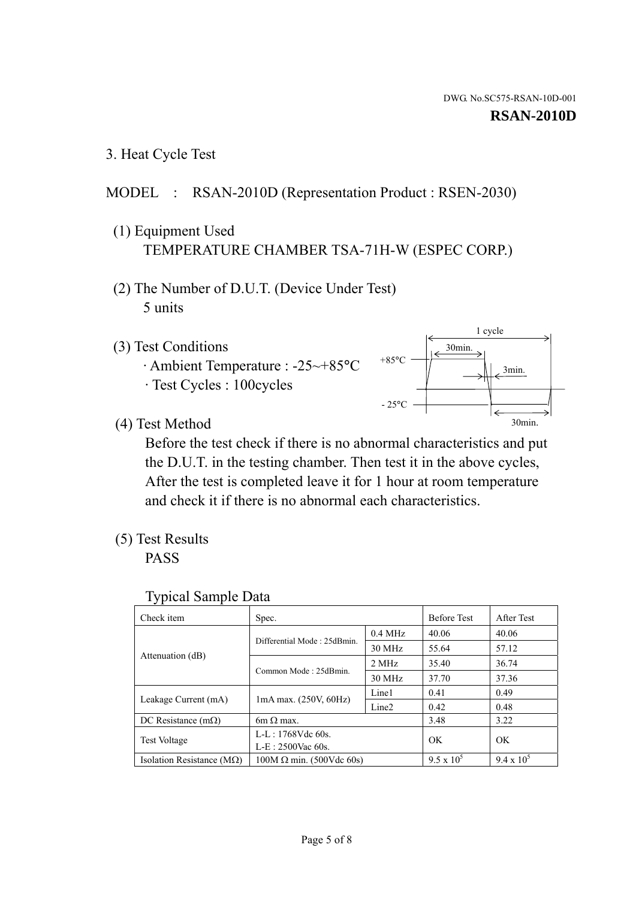DWG. No.SC575-RSAN-10D-001

**RSAN-2010D**

### 3. Heat Cycle Test

MODEL : RSAN-2010D (Representation Product : RSEN-2030)

(1) Equipment Used
TEMPERATURE CHAMBER TSA-71H-W (ESPEC CORP.)

(2) The Number of D.U.T. (Device Under Test)
5 units

(3) Test Conditions
· Ambient Temperature : -25~+85°C
· Test Cycles : 100cycles

1 cycle
30min.
+85°C
3min.
- 25°C
30min.

(4) Test Method
Before the test check if there is no abnormal characteristics and put the D.U.T. in the testing chamber. Then test it in the above cycles, After the test is completed leave it for 1 hour at room temperature and check it if there is no abnormal each characteristics.

(5) Test Results
PASS

Typical Sample Data

| Check item | Spec. | | Before Test | After Test |
|---|---|---|---|---|
| Attenuation (dB) | Differential Mode : 25dBmin. | 0.4 MHz | 40.06 | 40.06 |
| | | 30 MHz | 55.64 | 57.12 |
| | Common Mode : 25dBmin. | 2 MHz | 35.40 | 36.74 |
| | | 30 MHz | 37.70 | 37.36 |
| Leakage Current (mA) | 1mA max. (250V, 60Hz) | Line1 | 0.41 | 0.49 |
| | | Line2 | 0.42 | 0.48 |
| DC Resistance (mΩ) | 6m Ω max. | | 3.48 | 3.22 |
| Test Voltage | L-L : 1768Vdc 60s.<br>L-E : 2500Vac 60s. | | OK | OK |
| Isolation Resistance (MΩ) | 100M Ω min. (500Vdc 60s) | | $9.5 \times 10^5$ | $9.4 \times 10^5$ |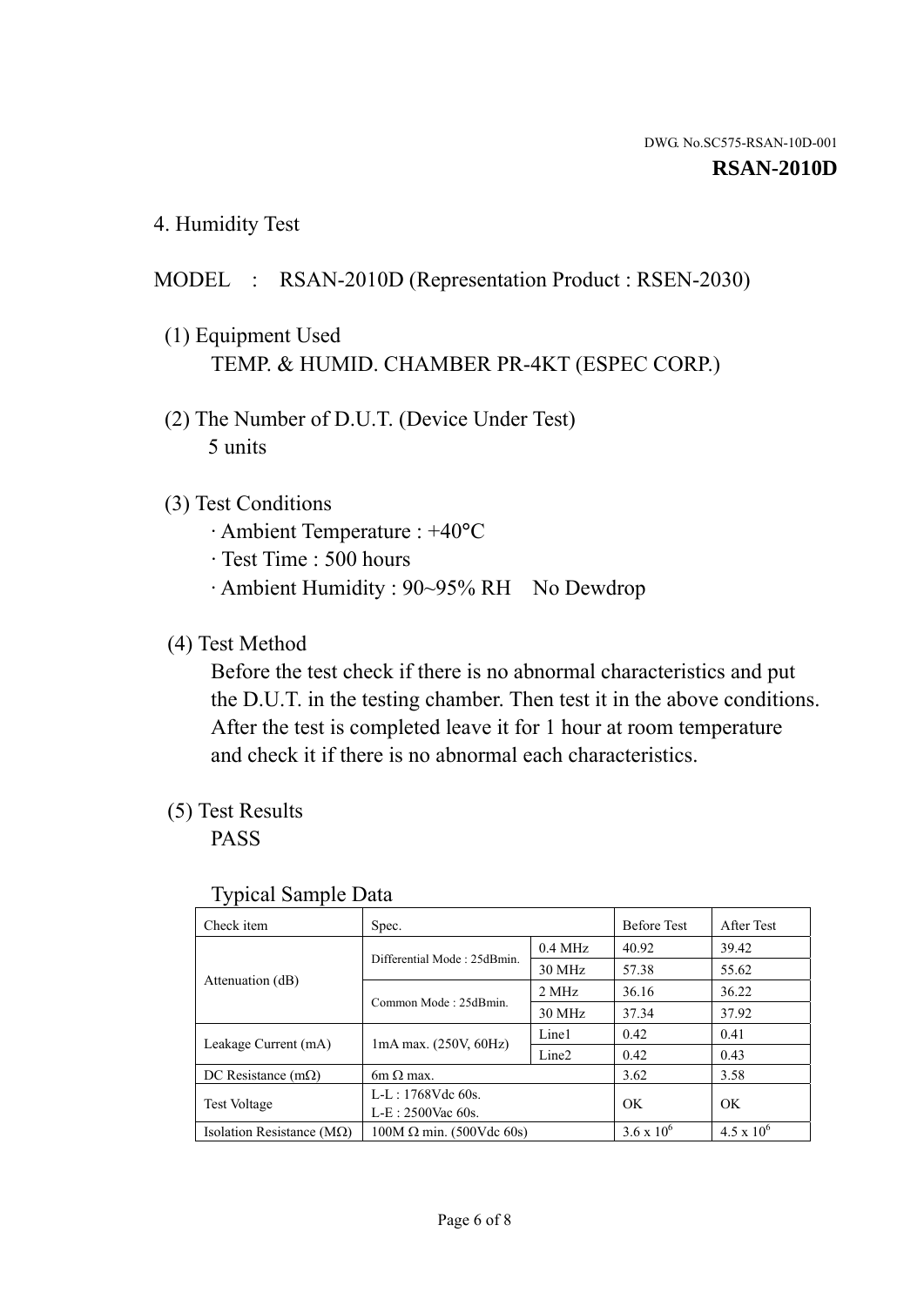DWG. No.SC575-RSAN-10D-001

**RSAN-2010D**

## 4. Humidity Test

MODEL : RSAN-2010D (Representation Product : RSEN-2030)

(1) Equipment Used

TEMP. & HUMID. CHAMBER PR-4KT (ESPEC CORP.)

(2) The Number of D.U.T. (Device Under Test)

5 units

(3) Test Conditions

· Ambient Temperature : +40°C
· Test Time : 500 hours
· Ambient Humidity : 90~95% RH No Dewdrop

(4) Test Method

Before the test check if there is no abnormal characteristics and put the D.U.T. in the testing chamber. Then test it in the above conditions. After the test is completed leave it for 1 hour at room temperature and check it if there is no abnormal each characteristics.

(5) Test Results

PASS

Typical Sample Data

| Check item | Spec. | | Before Test | After Test |
|---|---|---|---|---|
| Attenuation (dB) | Differential Mode : 25dBmin. | 0.4 MHz | 40.92 | 39.42 |
| | | 30 MHz | 57.38 | 55.62 |
| | Common Mode : 25dBmin. | 2 MHz | 36.16 | 36.22 |
| | | 30 MHz | 37.34 | 37.92 |
| Leakage Current (mA) | 1mA max. (250V, 60Hz) | Line1 | 0.42 | 0.41 |
| | | Line2 | 0.42 | 0.43 |
| DC Resistance (mΩ) | 6m Ω max. | | 3.62 | 3.58 |
| Test Voltage | L-L : 1768Vdc 60s.<br>L-E : 2500Vac 60s. | | OK | OK |
| Isolation Resistance (MΩ) | 100M Ω min. (500Vdc 60s) | | $3.6 \times 10^6$ | $4.5 \times 10^6$ |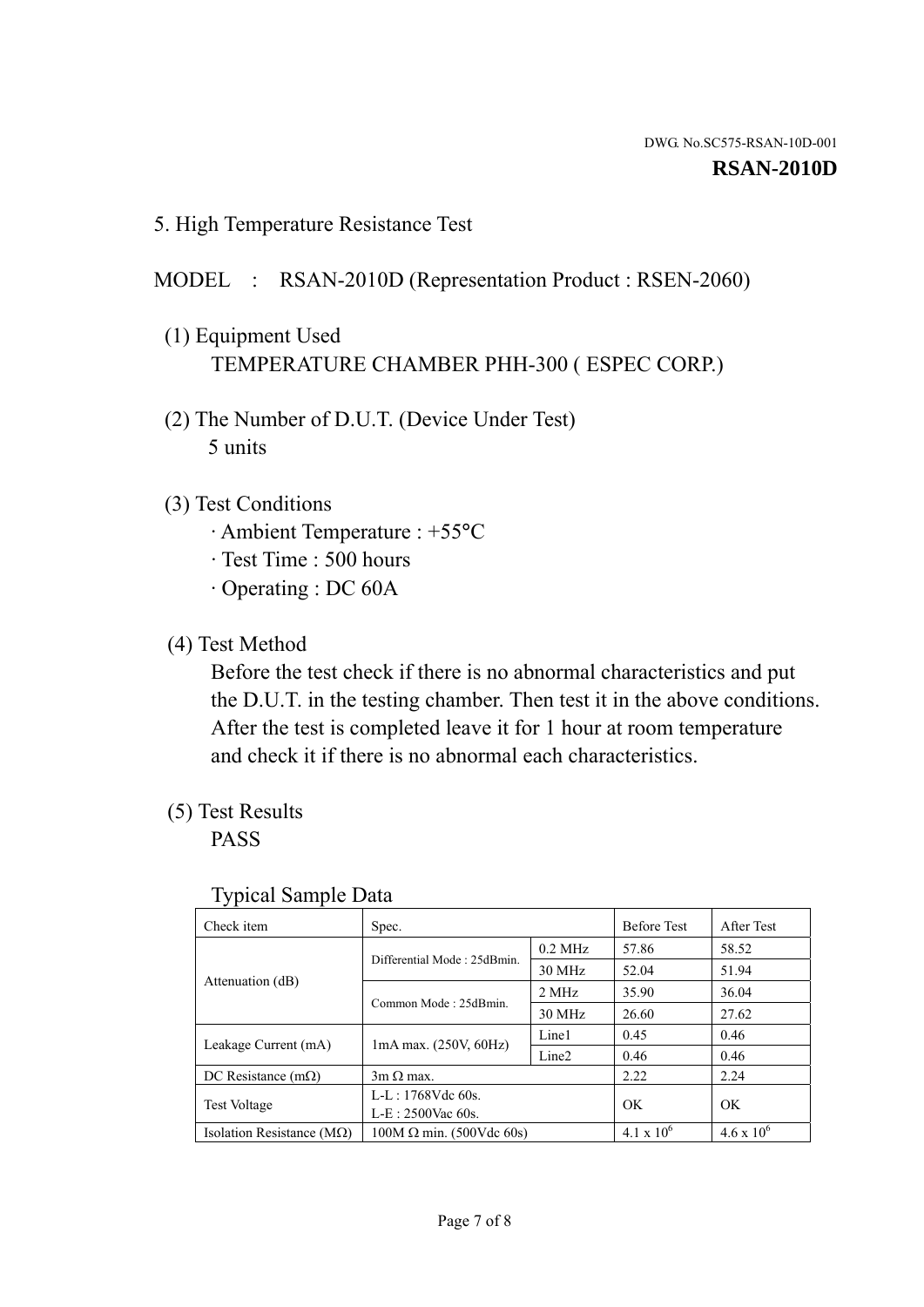DWG. No.SC575-RSAN-10D-001

**RSAN-2010D**

## 5. High Temperature Resistance Test

MODEL : RSAN-2010D (Representation Product : RSEN-2060)

(1) Equipment Used
TEMPERATURE CHAMBER PHH-300 ( ESPEC CORP.)

(2) The Number of D.U.T. (Device Under Test)
5 units

(3) Test Conditions
· Ambient Temperature : +55°C
· Test Time : 500 hours
· Operating : DC 60A

(4) Test Method
Before the test check if there is no abnormal characteristics and put the D.U.T. in the testing chamber. Then test it in the above conditions. After the test is completed leave it for 1 hour at room temperature and check it if there is no abnormal each characteristics.

(5) Test Results
PASS

Typical Sample Data

| Check item | Spec. | | Before Test | After Test |
|---|---|---|---|---|
| Attenuation (dB) | Differential Mode : 25dBmin. | 0.2 MHz | 57.86 | 58.52 |
| | | 30 MHz | 52.04 | 51.94 |
| | Common Mode : 25dBmin. | 2 MHz | 35.90 | 36.04 |
| | | 30 MHz | 26.60 | 27.62 |
| Leakage Current (mA) | 1mA max. (250V, 60Hz) | Line1 | 0.45 | 0.46 |
| | | Line2 | 0.46 | 0.46 |
| DC Resistance (mΩ) | 3m Ω max. | | 2.22 | 2.24 |
| Test Voltage | L-L : 1768Vdc 60s.<br>L-E : 2500Vac 60s. | | OK | OK |
| Isolation Resistance (MΩ) | 100M Ω min. (500Vdc 60s) | | $4.1 \times 10^6$ | $4.6 \times 10^6$ |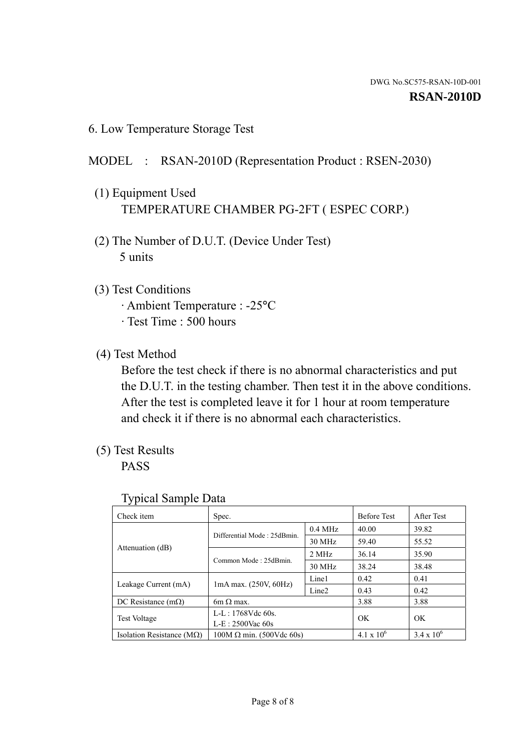DWG. No.SC575-RSAN-10D-001

**RSAN-2010D**

## 6. Low Temperature Storage Test

MODEL : RSAN-2010D (Representation Product : RSEN-2030)

(1) Equipment Used
TEMPERATURE CHAMBER PG-2FT ( ESPEC CORP.)

(2) The Number of D.U.T. (Device Under Test)
5 units

(3) Test Conditions
· Ambient Temperature : -25°C
· Test Time : 500 hours

(4) Test Method
Before the test check if there is no abnormal characteristics and put the D.U.T. in the testing chamber. Then test it in the above conditions. After the test is completed leave it for 1 hour at room temperature and check it if there is no abnormal each characteristics.

(5) Test Results
PASS

Typical Sample Data

| Check item | Spec. | | Before Test | After Test |
|---|---|---|---|---|
| Attenuation (dB) | Differential Mode : 25dBmin. | 0.4 MHz | 40.00 | 39.82 |
| | | 30 MHz | 59.40 | 55.52 |
| | Common Mode : 25dBmin. | 2 MHz | 36.14 | 35.90 |
| | | 30 MHz | 38.24 | 38.48 |
| Leakage Current (mA) | 1mA max. (250V, 60Hz) | Line1 | 0.42 | 0.41 |
| | | Line2 | 0.43 | 0.42 |
| DC Resistance (mΩ) | 6m Ω max. | | 3.88 | 3.88 |
| Test Voltage | L-L : 1768Vdc 60s.<br>L-E : 2500Vac 60s | | OK | OK |
| Isolation Resistance (MΩ) | 100M Ω min. (500Vdc 60s) | | $4.1 \times 10^6$ | $3.4 \times 10^6$ |